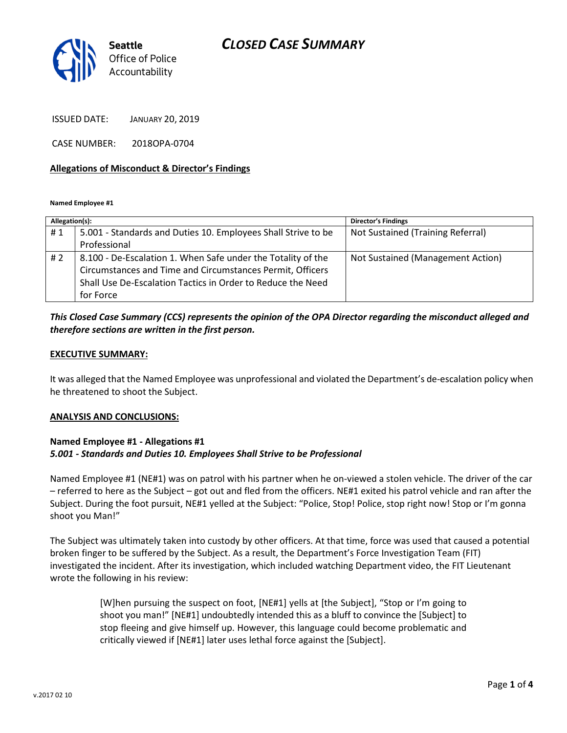Seattle
Office of Police
Accountability

# CLOSED CASE SUMMARY

ISSUED DATE: JANUARY 20, 2019

CASE NUMBER: 2018OPA-0704

**Allegations of Misconduct & Director's Findings**

**Named Employee #1**

| Allegation(s): | | Director's Findings |
|---|---|---|
| # 1 | 5.001 - Standards and Duties 10. Employees Shall Strive to be Professional | Not Sustained (Training Referral) |
| # 2 | 8.100 - De-Escalation 1. When Safe under the Totality of the Circumstances and Time and Circumstances Permit, Officers Shall Use De-Escalation Tactics in Order to Reduce the Need for Force | Not Sustained (Management Action) |

***This Closed Case Summary (CCS) represents the opinion of the OPA Director regarding the misconduct alleged and therefore sections are written in the first person.***

**EXECUTIVE SUMMARY:**

It was alleged that the Named Employee was unprofessional and violated the Department's de-escalation policy when he threatened to shoot the Subject.

**ANALYSIS AND CONCLUSIONS:**

**Named Employee #1 - Allegations #1**
***5.001 - Standards and Duties 10. Employees Shall Strive to be Professional***

Named Employee #1 (NE#1) was on patrol with his partner when he on-viewed a stolen vehicle. The driver of the car – referred to here as the Subject – got out and fled from the officers. NE#1 exited his patrol vehicle and ran after the Subject. During the foot pursuit, NE#1 yelled at the Subject: "Police, Stop! Police, stop right now! Stop or I'm gonna shoot you Man!"

The Subject was ultimately taken into custody by other officers. At that time, force was used that caused a potential broken finger to be suffered by the Subject. As a result, the Department's Force Investigation Team (FIT) investigated the incident. After its investigation, which included watching Department video, the FIT Lieutenant wrote the following in his review:

> [W]hen pursuing the suspect on foot, [NE#1] yells at [the Subject], "Stop or I'm going to shoot you man!" [NE#1] undoubtedly intended this as a bluff to convince the [Subject] to stop fleeing and give himself up. However, this language could become problematic and critically viewed if [NE#1] later uses lethal force against the [Subject].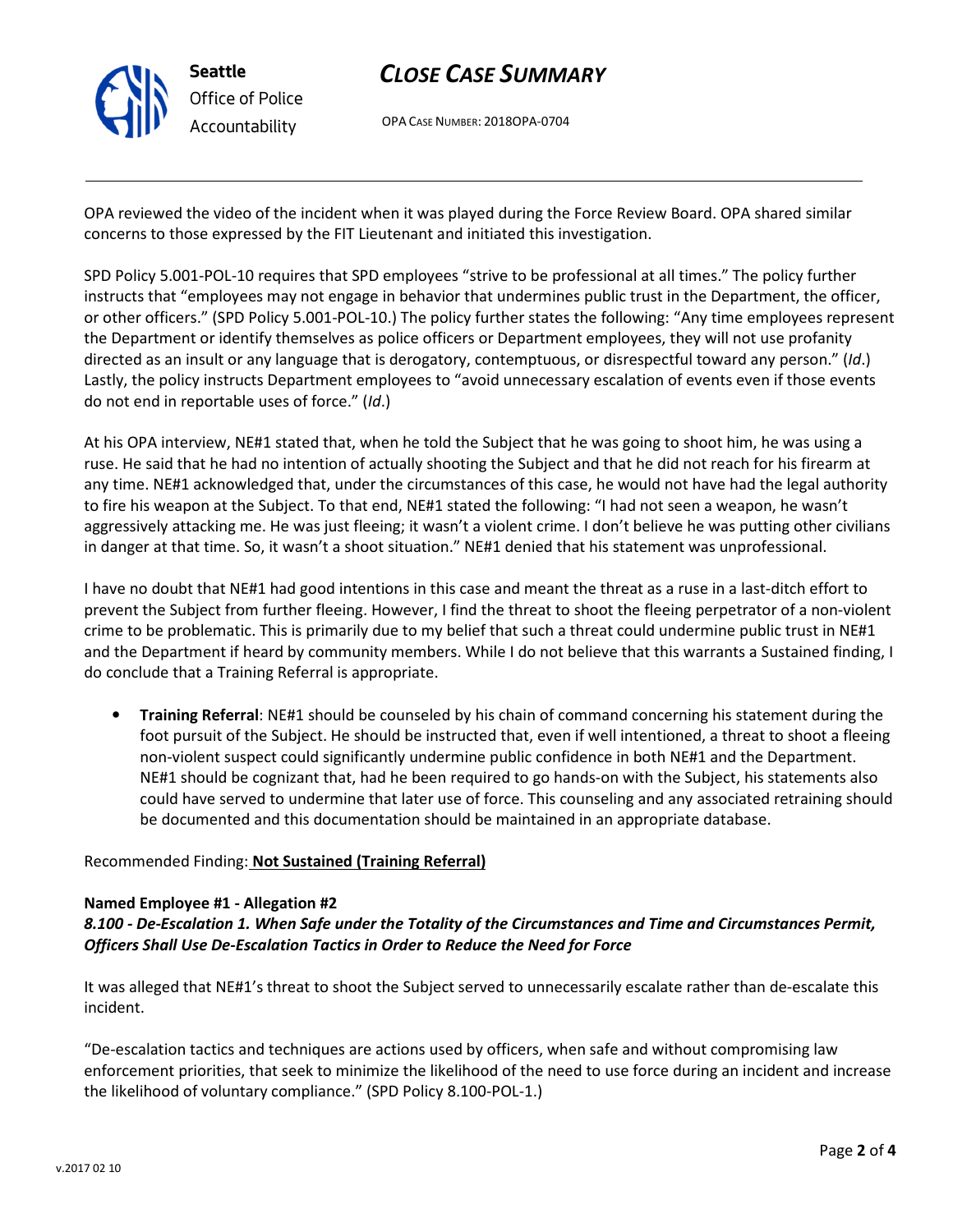OPA reviewed the video of the incident when it was played during the Force Review Board. OPA shared similar concerns to those expressed by the FIT Lieutenant and initiated this investigation.

SPD Policy 5.001-POL-10 requires that SPD employees "strive to be professional at all times." The policy further instructs that "employees may not engage in behavior that undermines public trust in the Department, the officer, or other officers." (SPD Policy 5.001-POL-10.) The policy further states the following: "Any time employees represent the Department or identify themselves as police officers or Department employees, they will not use profanity directed as an insult or any language that is derogatory, contemptuous, or disrespectful toward any person." (*Id*.) Lastly, the policy instructs Department employees to "avoid unnecessary escalation of events even if those events do not end in reportable uses of force." (*Id*.)

At his OPA interview, NE#1 stated that, when he told the Subject that he was going to shoot him, he was using a ruse. He said that he had no intention of actually shooting the Subject and that he did not reach for his firearm at any time. NE#1 acknowledged that, under the circumstances of this case, he would not have had the legal authority to fire his weapon at the Subject. To that end, NE#1 stated the following: "I had not seen a weapon, he wasn't aggressively attacking me. He was just fleeing; it wasn't a violent crime. I don't believe he was putting other civilians in danger at that time. So, it wasn't a shoot situation." NE#1 denied that his statement was unprofessional.

I have no doubt that NE#1 had good intentions in this case and meant the threat as a ruse in a last-ditch effort to prevent the Subject from further fleeing. However, I find the threat to shoot the fleeing perpetrator of a non-violent crime to be problematic. This is primarily due to my belief that such a threat could undermine public trust in NE#1 and the Department if heard by community members. While I do not believe that this warrants a Sustained finding, I do conclude that a Training Referral is appropriate.

- **Training Referral**: NE#1 should be counseled by his chain of command concerning his statement during the foot pursuit of the Subject. He should be instructed that, even if well intentioned, a threat to shoot a fleeing non-violent suspect could significantly undermine public confidence in both NE#1 and the Department. NE#1 should be cognizant that, had he been required to go hands-on with the Subject, his statements also could have served to undermine that later use of force. This counseling and any associated retraining should be documented and this documentation should be maintained in an appropriate database.

Recommended Finding: **<u>Not Sustained (Training Referral)</u>**

**Named Employee #1 - Allegation #2**

***8.100 - De-Escalation 1. When Safe under the Totality of the Circumstances and Time and Circumstances Permit, Officers Shall Use De-Escalation Tactics in Order to Reduce the Need for Force***

It was alleged that NE#1's threat to shoot the Subject served to unnecessarily escalate rather than de-escalate this incident.

"De-escalation tactics and techniques are actions used by officers, when safe and without compromising law enforcement priorities, that seek to minimize the likelihood of the need to use force during an incident and increase the likelihood of voluntary compliance." (SPD Policy 8.100-POL-1.)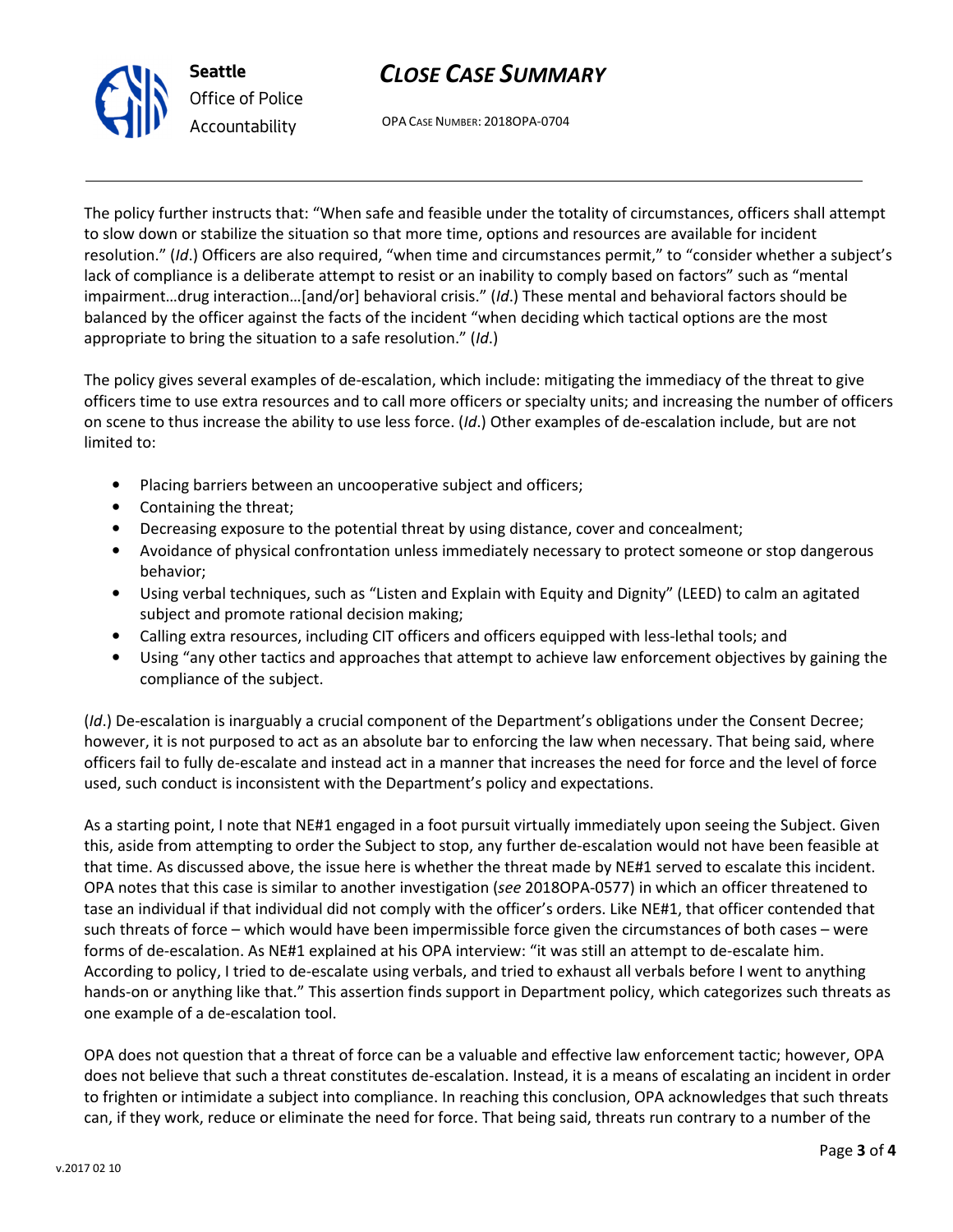The policy further instructs that: "When safe and feasible under the totality of circumstances, officers shall attempt to slow down or stabilize the situation so that more time, options and resources are available for incident resolution." (*Id*.) Officers are also required, "when time and circumstances permit," to "consider whether a subject's lack of compliance is a deliberate attempt to resist or an inability to comply based on factors" such as "mental impairment…drug interaction…[and/or] behavioral crisis." (*Id*.) These mental and behavioral factors should be balanced by the officer against the facts of the incident "when deciding which tactical options are the most appropriate to bring the situation to a safe resolution." (*Id*.)

The policy gives several examples of de-escalation, which include: mitigating the immediacy of the threat to give officers time to use extra resources and to call more officers or specialty units; and increasing the number of officers on scene to thus increase the ability to use less force. (*Id*.) Other examples of de-escalation include, but are not limited to:

- Placing barriers between an uncooperative subject and officers;
- Containing the threat;
- Decreasing exposure to the potential threat by using distance, cover and concealment;
- Avoidance of physical confrontation unless immediately necessary to protect someone or stop dangerous behavior;
- Using verbal techniques, such as "Listen and Explain with Equity and Dignity" (LEED) to calm an agitated subject and promote rational decision making;
- Calling extra resources, including CIT officers and officers equipped with less-lethal tools; and
- Using "any other tactics and approaches that attempt to achieve law enforcement objectives by gaining the compliance of the subject.

(*Id*.) De-escalation is inarguably a crucial component of the Department's obligations under the Consent Decree; however, it is not purposed to act as an absolute bar to enforcing the law when necessary. That being said, where officers fail to fully de-escalate and instead act in a manner that increases the need for force and the level of force used, such conduct is inconsistent with the Department's policy and expectations.

As a starting point, I note that NE#1 engaged in a foot pursuit virtually immediately upon seeing the Subject. Given this, aside from attempting to order the Subject to stop, any further de-escalation would not have been feasible at that time. As discussed above, the issue here is whether the threat made by NE#1 served to escalate this incident. OPA notes that this case is similar to another investigation (*see* 2018OPA-0577) in which an officer threatened to tase an individual if that individual did not comply with the officer's orders. Like NE#1, that officer contended that such threats of force – which would have been impermissible force given the circumstances of both cases – were forms of de-escalation. As NE#1 explained at his OPA interview: "it was still an attempt to de-escalate him. According to policy, I tried to de-escalate using verbals, and tried to exhaust all verbals before I went to anything hands-on or anything like that." This assertion finds support in Department policy, which categorizes such threats as one example of a de-escalation tool.

OPA does not question that a threat of force can be a valuable and effective law enforcement tactic; however, OPA does not believe that such a threat constitutes de-escalation. Instead, it is a means of escalating an incident in order to frighten or intimidate a subject into compliance. In reaching this conclusion, OPA acknowledges that such threats can, if they work, reduce or eliminate the need for force. That being said, threats run contrary to a number of the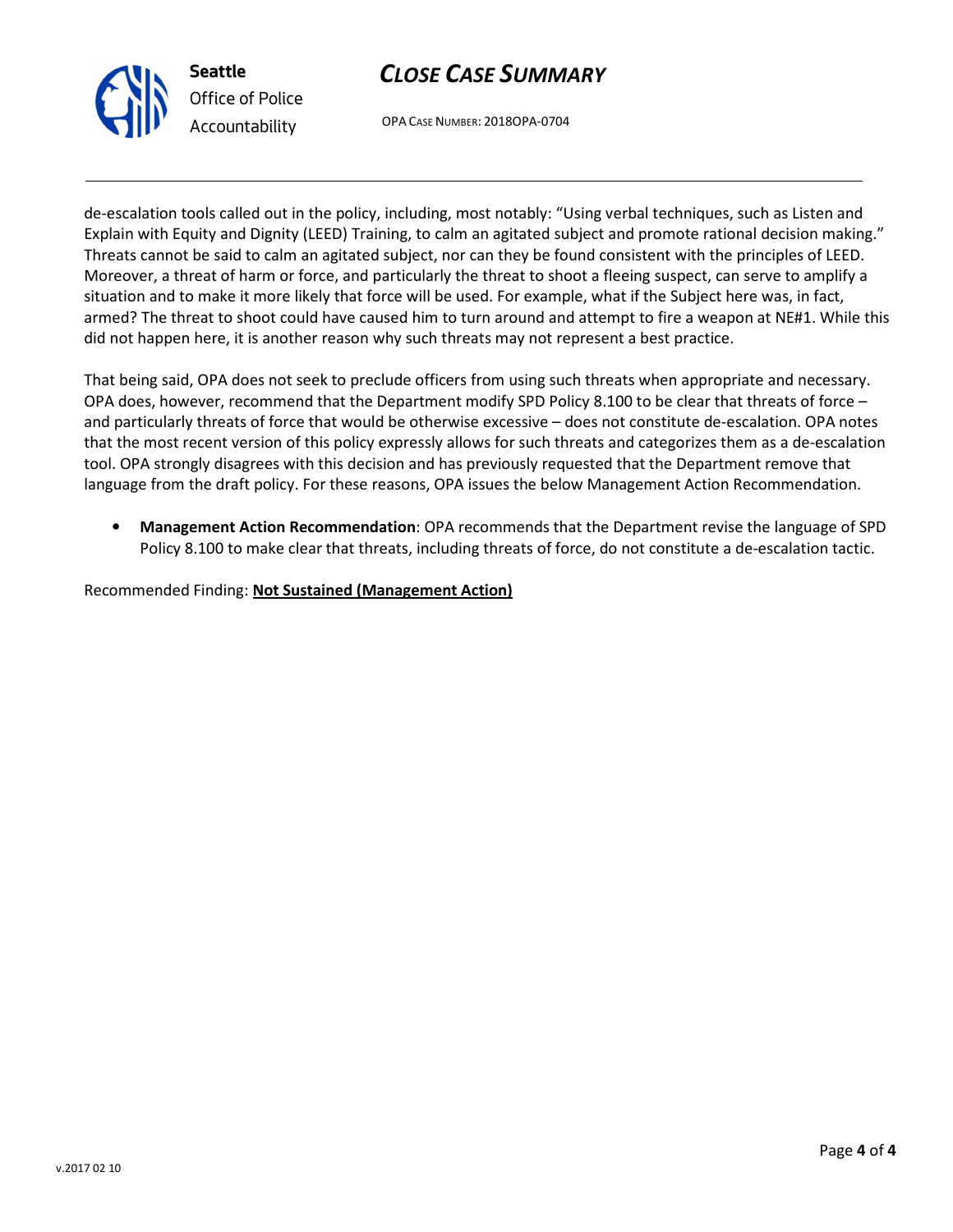de-escalation tools called out in the policy, including, most notably: "Using verbal techniques, such as Listen and Explain with Equity and Dignity (LEED) Training, to calm an agitated subject and promote rational decision making." Threats cannot be said to calm an agitated subject, nor can they be found consistent with the principles of LEED. Moreover, a threat of harm or force, and particularly the threat to shoot a fleeing suspect, can serve to amplify a situation and to make it more likely that force will be used. For example, what if the Subject here was, in fact, armed? The threat to shoot could have caused him to turn around and attempt to fire a weapon at NE#1. While this did not happen here, it is another reason why such threats may not represent a best practice.

That being said, OPA does not seek to preclude officers from using such threats when appropriate and necessary. OPA does, however, recommend that the Department modify SPD Policy 8.100 to be clear that threats of force – and particularly threats of force that would be otherwise excessive – does not constitute de-escalation. OPA notes that the most recent version of this policy expressly allows for such threats and categorizes them as a de-escalation tool. OPA strongly disagrees with this decision and has previously requested that the Department remove that language from the draft policy. For these reasons, OPA issues the below Management Action Recommendation.

- **Management Action Recommendation**: OPA recommends that the Department revise the language of SPD Policy 8.100 to make clear that threats, including threats of force, do not constitute a de-escalation tactic.

Recommended Finding: **Not Sustained (Management Action)**